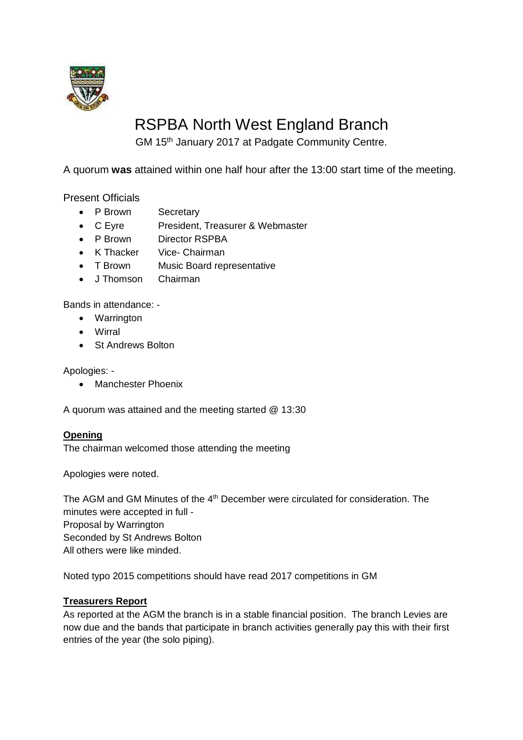# RSPBA North West England Branch

GM 15th January 2017 at Padgate Community Centre.

A quorum **was** attained within one half hour after the 13:00 start time of the meeting.

Present Officials

- P Brown Secretary
- C Eyre President, Treasurer & Webmaster
- P Brown Director RSPBA
- K Thacker Vice- Chairman
- T Brown Music Board representative
- J Thomson Chairman

Bands in attendance: -

- Warrington
- Wirral
- St Andrews Bolton

Apologies: -

- Manchester Phoenix

A quorum was attained and the meeting started @ 13:30

**Opening**

The chairman welcomed those attending the meeting

Apologies were noted.

The AGM and GM Minutes of the 4th December were circulated for consideration. The minutes were accepted in full -
Proposal by Warrington
Seconded by St Andrews Bolton
All others were like minded.

Noted typo 2015 competitions should have read 2017 competitions in GM

**Treasurers Report**

As reported at the AGM the branch is in a stable financial position. The branch Levies are now due and the bands that participate in branch activities generally pay this with their first entries of the year (the solo piping).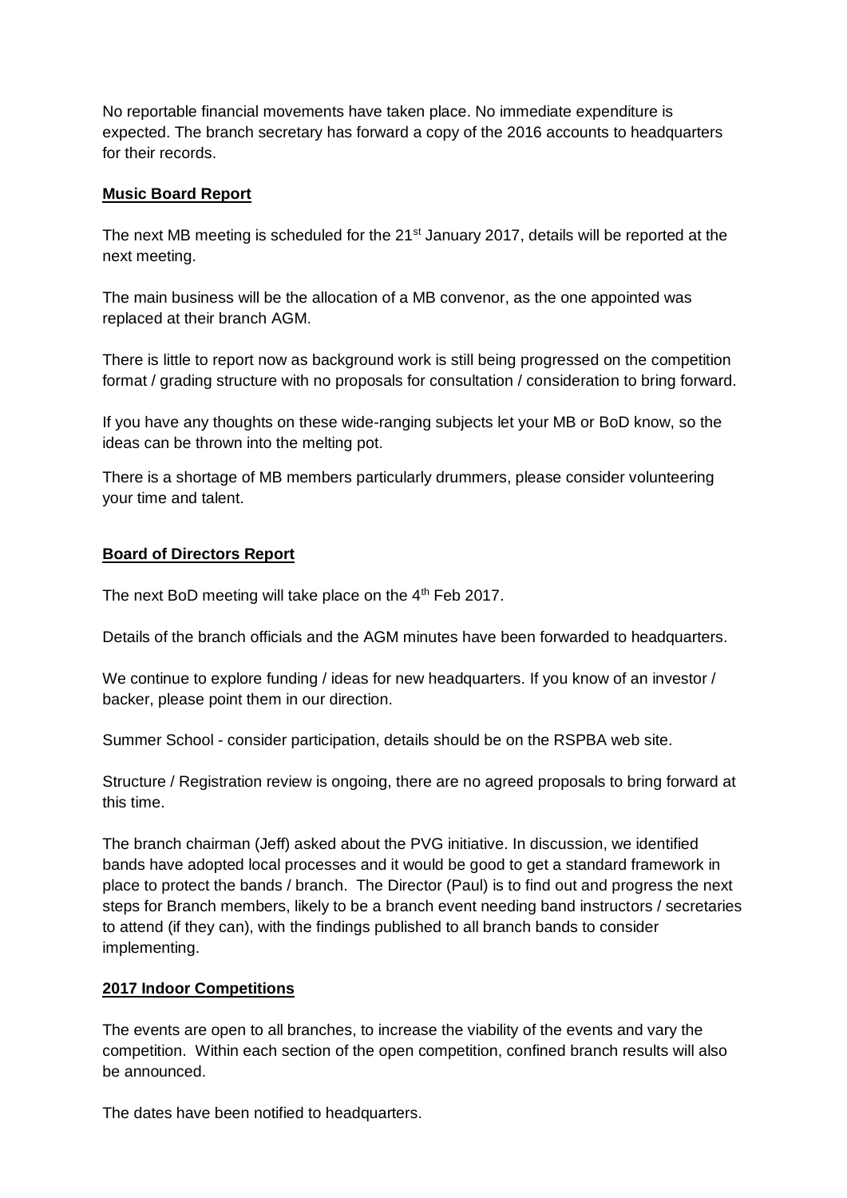No reportable financial movements have taken place. No immediate expenditure is expected. The branch secretary has forward a copy of the 2016 accounts to headquarters for their records.

**Music Board Report**

The next MB meeting is scheduled for the 21st January 2017, details will be reported at the next meeting.

The main business will be the allocation of a MB convenor, as the one appointed was replaced at their branch AGM.

There is little to report now as background work is still being progressed on the competition format / grading structure with no proposals for consultation / consideration to bring forward.

If you have any thoughts on these wide-ranging subjects let your MB or BoD know, so the ideas can be thrown into the melting pot.

There is a shortage of MB members particularly drummers, please consider volunteering your time and talent.

**Board of Directors Report**

The next BoD meeting will take place on the 4th Feb 2017.

Details of the branch officials and the AGM minutes have been forwarded to headquarters.

We continue to explore funding / ideas for new headquarters. If you know of an investor / backer, please point them in our direction.

Summer School - consider participation, details should be on the RSPBA web site.

Structure / Registration review is ongoing, there are no agreed proposals to bring forward at this time.

The branch chairman (Jeff) asked about the PVG initiative. In discussion, we identified bands have adopted local processes and it would be good to get a standard framework in place to protect the bands / branch. The Director (Paul) is to find out and progress the next steps for Branch members, likely to be a branch event needing band instructors / secretaries to attend (if they can), with the findings published to all branch bands to consider implementing.

**2017 Indoor Competitions**

The events are open to all branches, to increase the viability of the events and vary the competition. Within each section of the open competition, confined branch results will also be announced.

The dates have been notified to headquarters.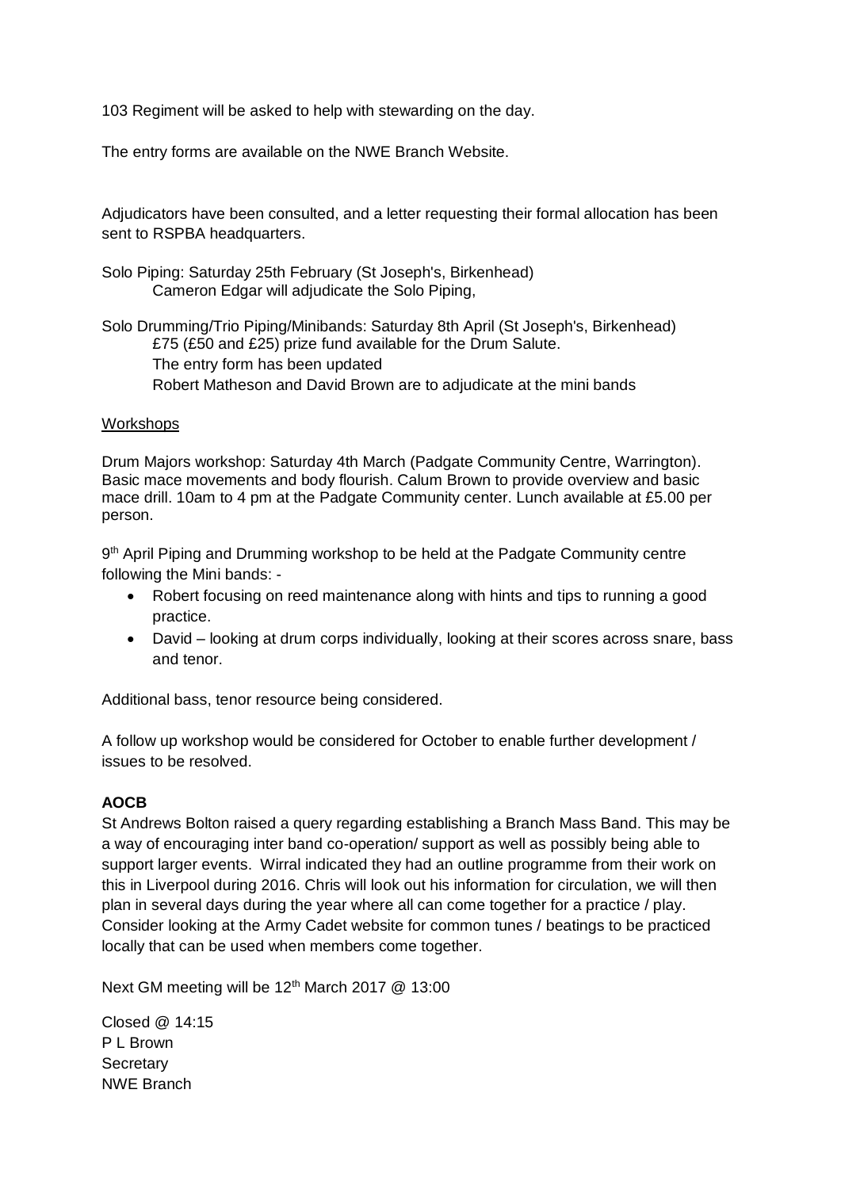103 Regiment will be asked to help with stewarding on the day.

The entry forms are available on the NWE Branch Website.

Adjudicators have been consulted, and a letter requesting their formal allocation has been sent to RSPBA headquarters.

Solo Piping: Saturday 25th February (St Joseph's, Birkenhead)
Cameron Edgar will adjudicate the Solo Piping,

Solo Drumming/Trio Piping/Minibands: Saturday 8th April (St Joseph's, Birkenhead)
£75 (£50 and £25) prize fund available for the Drum Salute.
The entry form has been updated
Robert Matheson and David Brown are to adjudicate at the mini bands

Workshops

Drum Majors workshop: Saturday 4th March (Padgate Community Centre, Warrington). Basic mace movements and body flourish. Calum Brown to provide overview and basic mace drill. 10am to 4 pm at the Padgate Community center. Lunch available at £5.00 per person.

9th April Piping and Drumming workshop to be held at the Padgate Community centre following the Mini bands: -

- Robert focusing on reed maintenance along with hints and tips to running a good practice.
- David – looking at drum corps individually, looking at their scores across snare, bass and tenor.

Additional bass, tenor resource being considered.

A follow up workshop would be considered for October to enable further development / issues to be resolved.

**AOCB**

St Andrews Bolton raised a query regarding establishing a Branch Mass Band. This may be a way of encouraging inter band co-operation/ support as well as possibly being able to support larger events. Wirral indicated they had an outline programme from their work on this in Liverpool during 2016. Chris will look out his information for circulation, we will then plan in several days during the year where all can come together for a practice / play. Consider looking at the Army Cadet website for common tunes / beatings to be practiced locally that can be used when members come together.

Next GM meeting will be 12th March 2017 @ 13:00

Closed @ 14:15
P L Brown
Secretary
NWE Branch